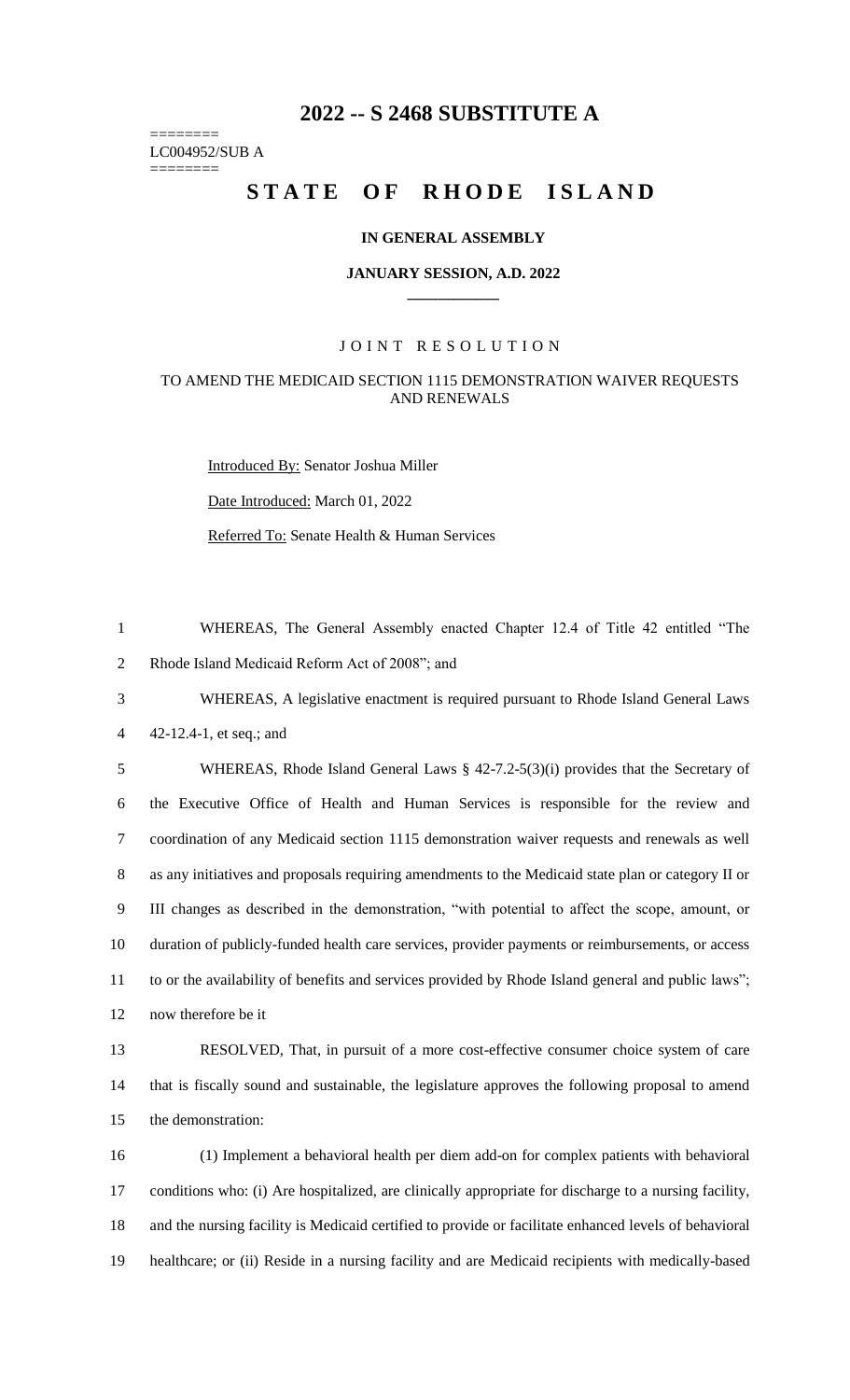# 2022 -- S 2468 SUBSTITUTE A

========
LC004952/SUB A
========

## STATE OF RHODE ISLAND

**IN GENERAL ASSEMBLY**

**JANUARY SESSION, A.D. 2022**

____________

JOINT RESOLUTION

TO AMEND THE MEDICAID SECTION 1115 DEMONSTRATION WAIVER REQUESTS AND RENEWALS

Introduced By: Senator Joshua Miller

Date Introduced: March 01, 2022

Referred To: Senate Health & Human Services

WHEREAS, The General Assembly enacted Chapter 12.4 of Title 42 entitled "The Rhode Island Medicaid Reform Act of 2008"; and

WHEREAS, A legislative enactment is required pursuant to Rhode Island General Laws 42-12.4-1, et seq.; and

WHEREAS, Rhode Island General Laws § 42-7.2-5(3)(i) provides that the Secretary of the Executive Office of Health and Human Services is responsible for the review and coordination of any Medicaid section 1115 demonstration waiver requests and renewals as well as any initiatives and proposals requiring amendments to the Medicaid state plan or category II or III changes as described in the demonstration, "with potential to affect the scope, amount, or duration of publicly-funded health care services, provider payments or reimbursements, or access to or the availability of benefits and services provided by Rhode Island general and public laws"; now therefore be it

RESOLVED, That, in pursuit of a more cost-effective consumer choice system of care that is fiscally sound and sustainable, the legislature approves the following proposal to amend the demonstration:

(1) Implement a behavioral health per diem add-on for complex patients with behavioral conditions who: (i) Are hospitalized, are clinically appropriate for discharge to a nursing facility, and the nursing facility is Medicaid certified to provide or facilitate enhanced levels of behavioral healthcare; or (ii) Reside in a nursing facility and are Medicaid recipients with medically-based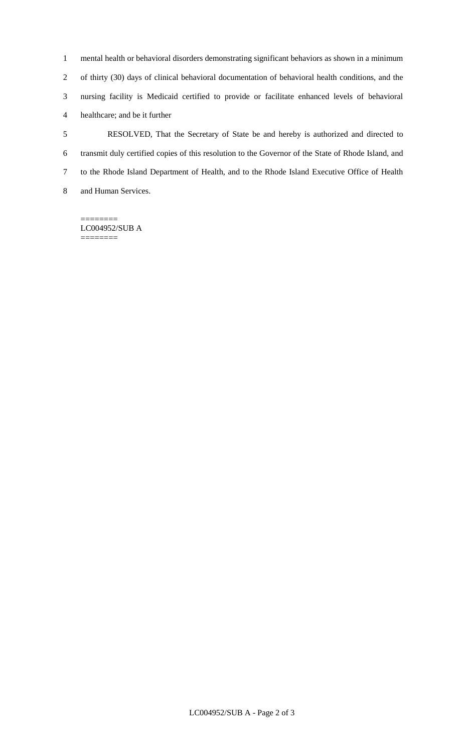mental health or behavioral disorders demonstrating significant behaviors as shown in a minimum of thirty (30) days of clinical behavioral documentation of behavioral health conditions, and the nursing facility is Medicaid certified to provide or facilitate enhanced levels of behavioral healthcare; and be it further

RESOLVED, That the Secretary of State be and hereby is authorized and directed to transmit duly certified copies of this resolution to the Governor of the State of Rhode Island, and to the Rhode Island Department of Health, and to the Rhode Island Executive Office of Health and Human Services.

========
LC004952/SUB A
========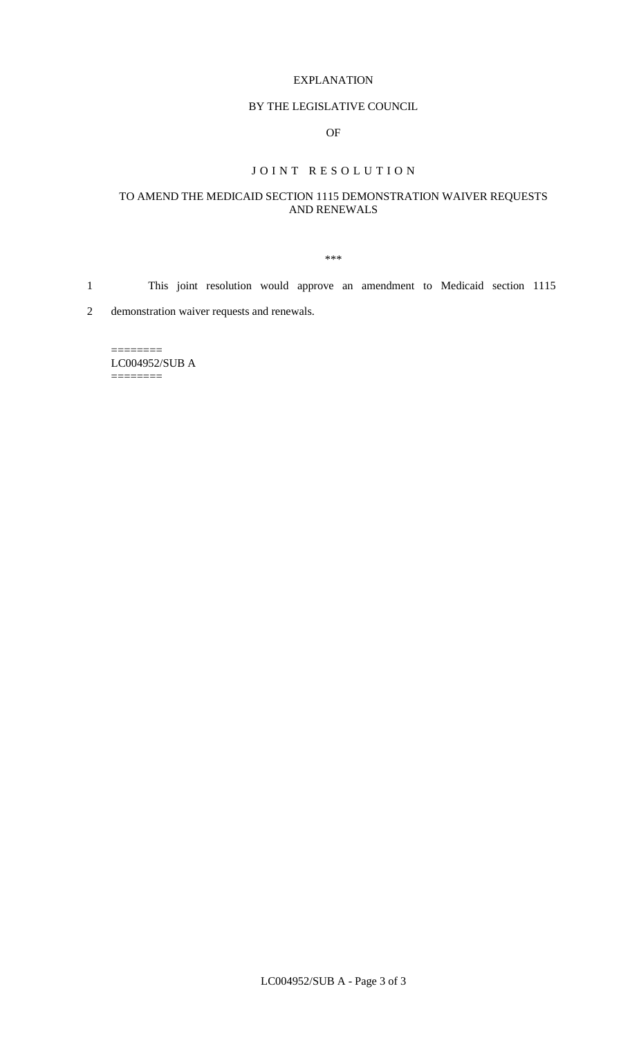EXPLANATION

BY THE LEGISLATIVE COUNCIL

OF

J O I N T   R E S O L U T I O N

TO AMEND THE MEDICAID SECTION 1115 DEMONSTRATION WAIVER REQUESTS AND RENEWALS

***

1 This joint resolution would approve an amendment to Medicaid section 1115

2 demonstration waiver requests and renewals.

========
LC004952/SUB A
========